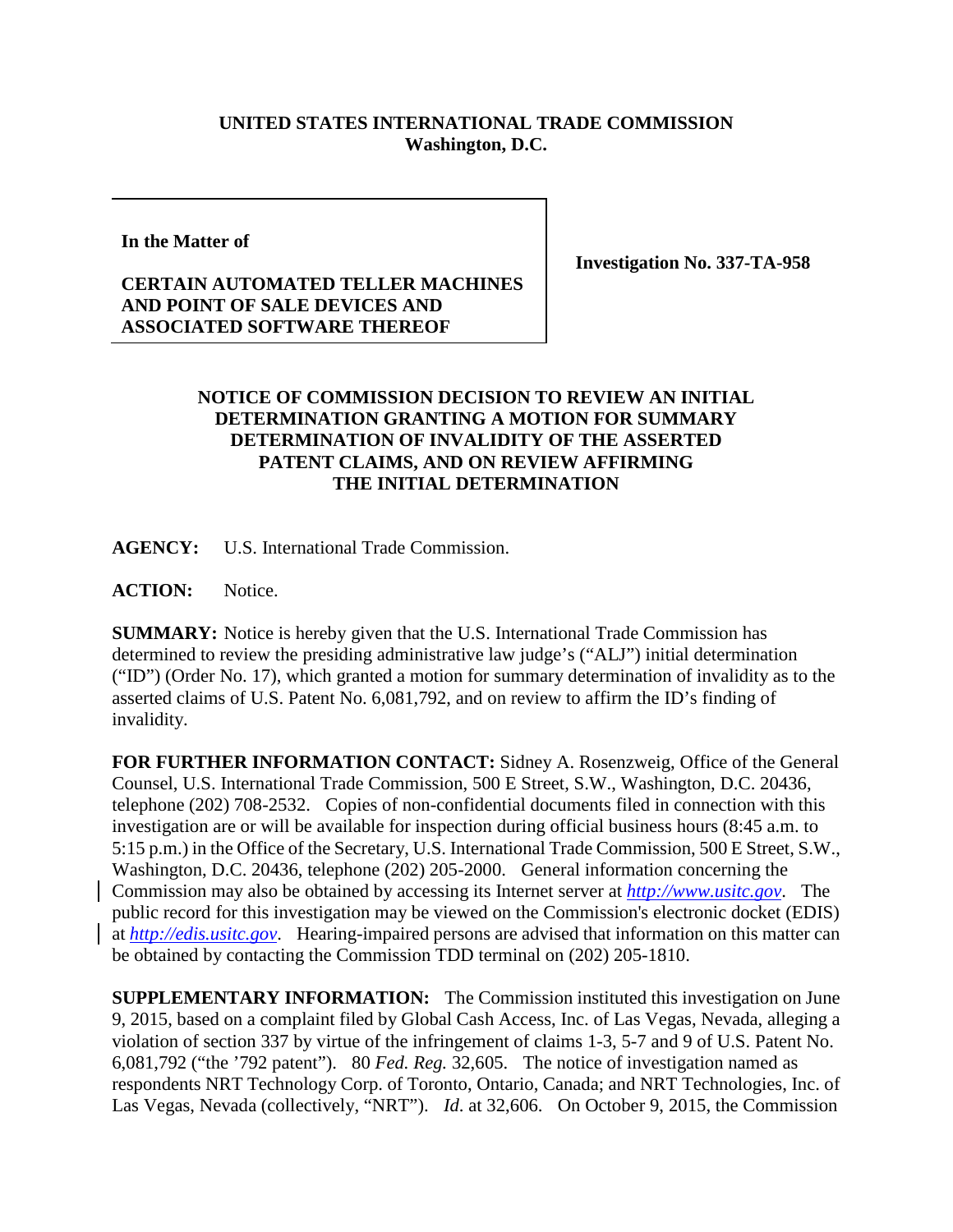**UNITED STATES INTERNATIONAL TRADE COMMISSION**
**Washington, D.C.**

| **In the Matter of**<br><br>**CERTAIN AUTOMATED TELLER MACHINES AND POINT OF SALE DEVICES AND ASSOCIATED SOFTWARE THEREOF** | **Investigation No. 337-TA-958** |
|---|---|

**NOTICE OF COMMISSION DECISION TO REVIEW AN INITIAL DETERMINATION GRANTING A MOTION FOR SUMMARY DETERMINATION OF INVALIDITY OF THE ASSERTED PATENT CLAIMS, AND ON REVIEW AFFIRMING THE INITIAL DETERMINATION**

**AGENCY:** U.S. International Trade Commission.

**ACTION:** Notice.

**SUMMARY:** Notice is hereby given that the U.S. International Trade Commission has determined to review the presiding administrative law judge's ("ALJ") initial determination ("ID") (Order No. 17), which granted a motion for summary determination of invalidity as to the asserted claims of U.S. Patent No. 6,081,792, and on review to affirm the ID's finding of invalidity.

**FOR FURTHER INFORMATION CONTACT:** Sidney A. Rosenzweig, Office of the General Counsel, U.S. International Trade Commission, 500 E Street, S.W., Washington, D.C. 20436, telephone (202) 708-2532. Copies of non-confidential documents filed in connection with this investigation are or will be available for inspection during official business hours (8:45 a.m. to 5:15 p.m.) in the Office of the Secretary, U.S. International Trade Commission, 500 E Street, S.W., Washington, D.C. 20436, telephone (202) 205-2000. General information concerning the Commission may also be obtained by accessing its Internet server at *http://www.usitc.gov*. The public record for this investigation may be viewed on the Commission's electronic docket (EDIS) at *http://edis.usitc.gov*. Hearing-impaired persons are advised that information on this matter can be obtained by contacting the Commission TDD terminal on (202) 205-1810.

**SUPPLEMENTARY INFORMATION:** The Commission instituted this investigation on June 9, 2015, based on a complaint filed by Global Cash Access, Inc. of Las Vegas, Nevada, alleging a violation of section 337 by virtue of the infringement of claims 1-3, 5-7 and 9 of U.S. Patent No. 6,081,792 ("the '792 patent"). 80 *Fed. Reg.* 32,605. The notice of investigation named as respondents NRT Technology Corp. of Toronto, Ontario, Canada; and NRT Technologies, Inc. of Las Vegas, Nevada (collectively, "NRT"). *Id.* at 32,606. On October 9, 2015, the Commission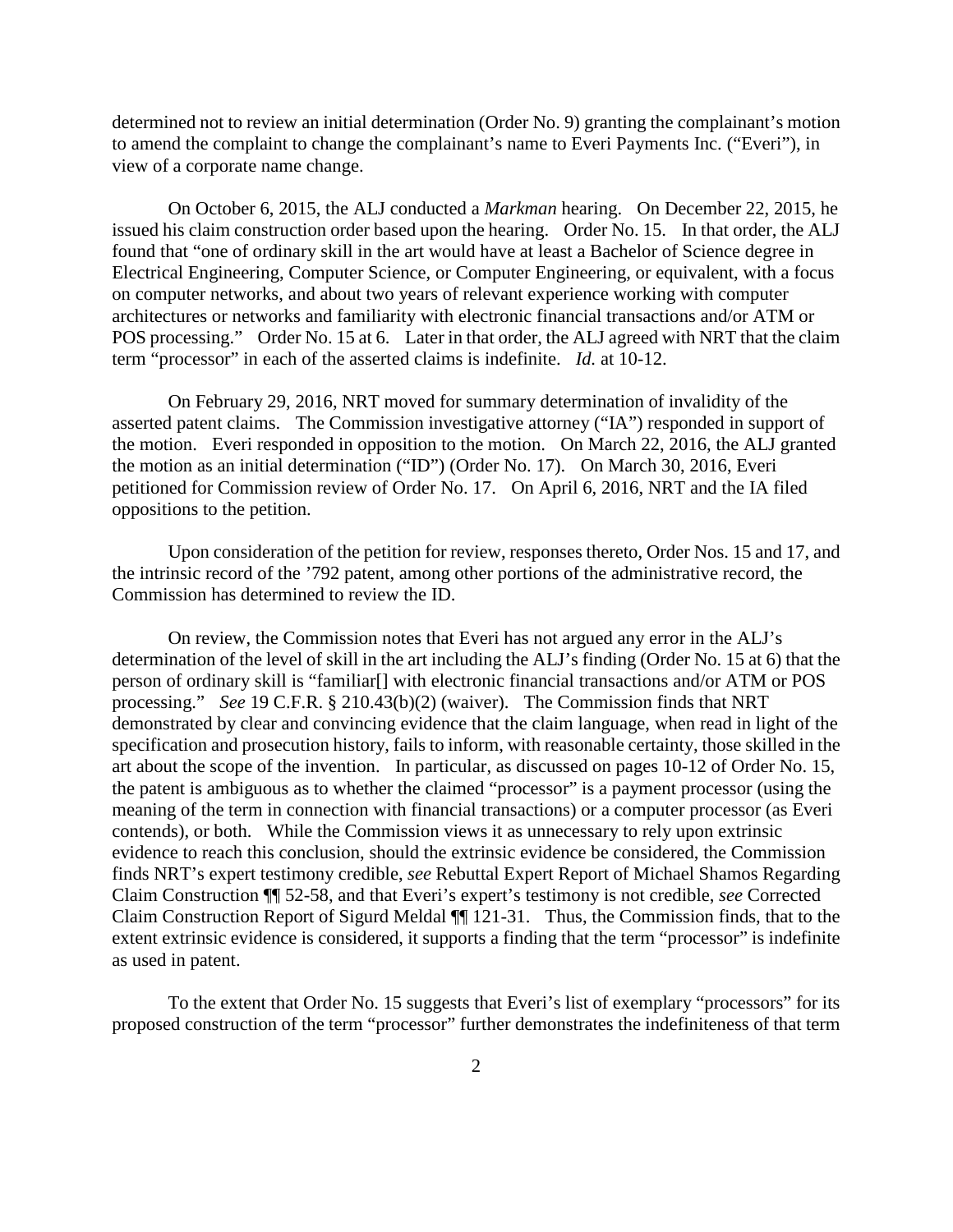determined not to review an initial determination (Order No. 9) granting the complainant's motion to amend the complaint to change the complainant's name to Everi Payments Inc. ("Everi"), in view of a corporate name change.

On October 6, 2015, the ALJ conducted a *Markman* hearing. On December 22, 2015, he issued his claim construction order based upon the hearing. Order No. 15. In that order, the ALJ found that "one of ordinary skill in the art would have at least a Bachelor of Science degree in Electrical Engineering, Computer Science, or Computer Engineering, or equivalent, with a focus on computer networks, and about two years of relevant experience working with computer architectures or networks and familiarity with electronic financial transactions and/or ATM or POS processing." Order No. 15 at 6. Later in that order, the ALJ agreed with NRT that the claim term "processor" in each of the asserted claims is indefinite. *Id.* at 10-12.

On February 29, 2016, NRT moved for summary determination of invalidity of the asserted patent claims. The Commission investigative attorney ("IA") responded in support of the motion. Everi responded in opposition to the motion. On March 22, 2016, the ALJ granted the motion as an initial determination ("ID") (Order No. 17). On March 30, 2016, Everi petitioned for Commission review of Order No. 17. On April 6, 2016, NRT and the IA filed oppositions to the petition.

Upon consideration of the petition for review, responses thereto, Order Nos. 15 and 17, and the intrinsic record of the '792 patent, among other portions of the administrative record, the Commission has determined to review the ID.

On review, the Commission notes that Everi has not argued any error in the ALJ's determination of the level of skill in the art including the ALJ's finding (Order No. 15 at 6) that the person of ordinary skill is "familiar[] with electronic financial transactions and/or ATM or POS processing." *See* 19 C.F.R. § 210.43(b)(2) (waiver). The Commission finds that NRT demonstrated by clear and convincing evidence that the claim language, when read in light of the specification and prosecution history, fails to inform, with reasonable certainty, those skilled in the art about the scope of the invention. In particular, as discussed on pages 10-12 of Order No. 15, the patent is ambiguous as to whether the claimed "processor" is a payment processor (using the meaning of the term in connection with financial transactions) or a computer processor (as Everi contends), or both. While the Commission views it as unnecessary to rely upon extrinsic evidence to reach this conclusion, should the extrinsic evidence be considered, the Commission finds NRT's expert testimony credible, *see* Rebuttal Expert Report of Michael Shamos Regarding Claim Construction ¶¶ 52-58, and that Everi's expert's testimony is not credible, *see* Corrected Claim Construction Report of Sigurd Meldal ¶¶ 121-31. Thus, the Commission finds, that to the extent extrinsic evidence is considered, it supports a finding that the term "processor" is indefinite as used in patent.

To the extent that Order No. 15 suggests that Everi's list of exemplary "processors" for its proposed construction of the term "processor" further demonstrates the indefiniteness of that term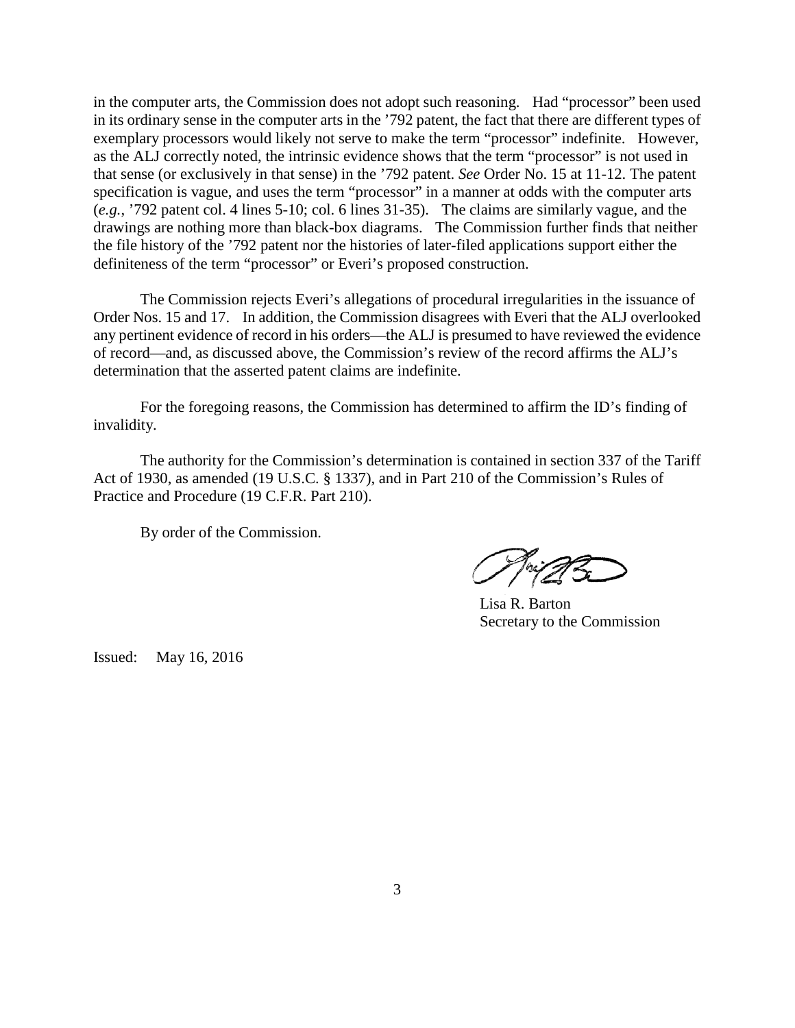in the computer arts, the Commission does not adopt such reasoning. Had "processor" been used in its ordinary sense in the computer arts in the '792 patent, the fact that there are different types of exemplary processors would likely not serve to make the term "processor" indefinite. However, as the ALJ correctly noted, the intrinsic evidence shows that the term "processor" is not used in that sense (or exclusively in that sense) in the '792 patent. *See* Order No. 15 at 11-12. The patent specification is vague, and uses the term "processor" in a manner at odds with the computer arts (*e.g.*, '792 patent col. 4 lines 5-10; col. 6 lines 31-35). The claims are similarly vague, and the drawings are nothing more than black-box diagrams. The Commission further finds that neither the file history of the '792 patent nor the histories of later-filed applications support either the definiteness of the term "processor" or Everi's proposed construction.

The Commission rejects Everi's allegations of procedural irregularities in the issuance of Order Nos. 15 and 17. In addition, the Commission disagrees with Everi that the ALJ overlooked any pertinent evidence of record in his orders—the ALJ is presumed to have reviewed the evidence of record—and, as discussed above, the Commission's review of the record affirms the ALJ's determination that the asserted patent claims are indefinite.

For the foregoing reasons, the Commission has determined to affirm the ID's finding of invalidity.

The authority for the Commission's determination is contained in section 337 of the Tariff Act of 1930, as amended (19 U.S.C. § 1337), and in Part 210 of the Commission's Rules of Practice and Procedure (19 C.F.R. Part 210).

By order of the Commission.

Lisa R. Barton
Secretary to the Commission

Issued: May 16, 2016